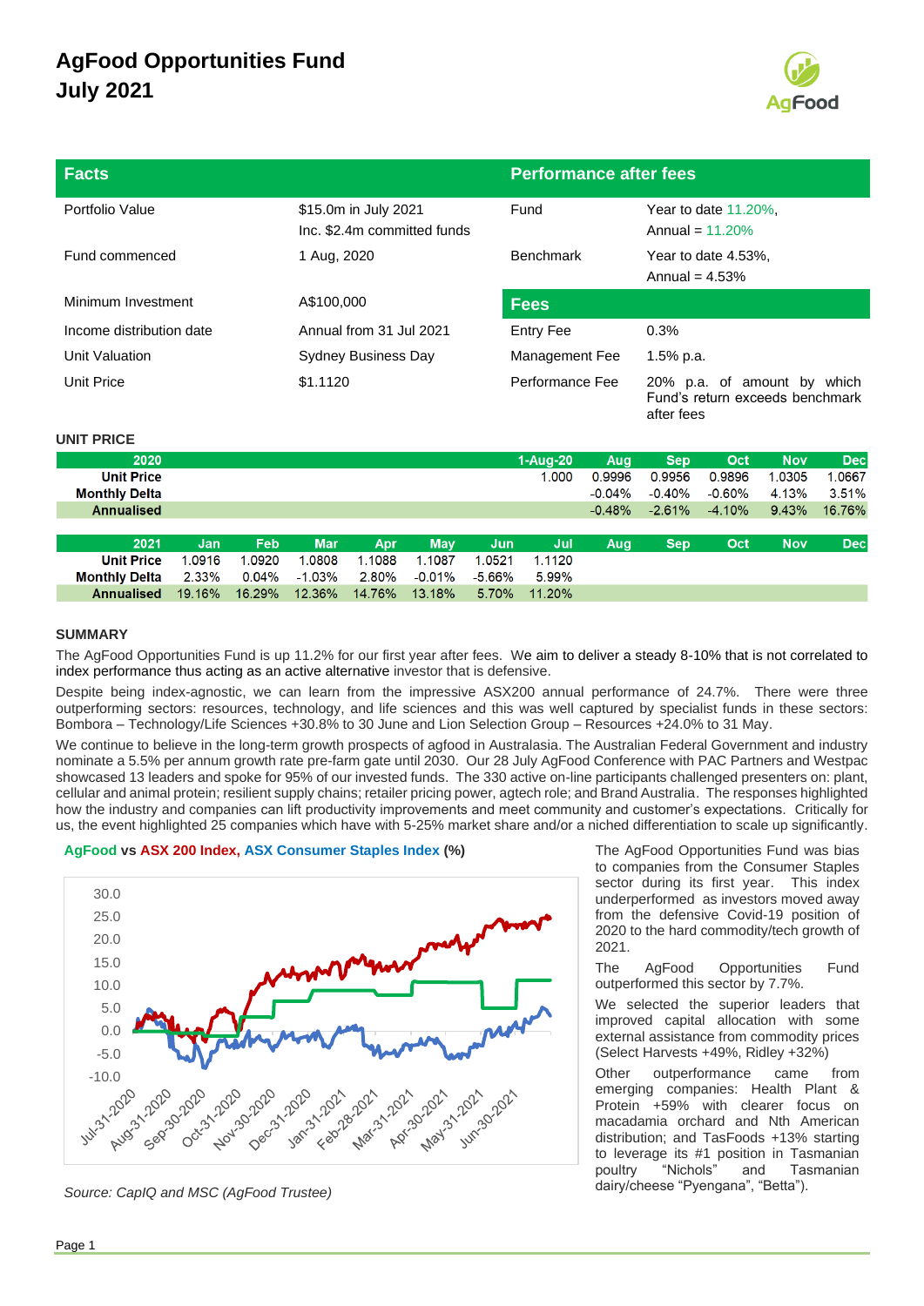# AgFood Opportunities Fund
# July 2021

AgFood

| Facts | | Performance after fees | |
|---|---|---|---|
| Portfolio Value | $15.0m in July 2021<br>Inc. $2.4m committed funds | Fund | Year to date 11.20%,<br>Annual = 11.20% |
| Fund commenced | 1 Aug, 2020 | Benchmark | Year to date 4.53%,<br>Annual = 4.53% |
| Minimum Investment | A$100,000 | **Fees** | |
| Income distribution date | Annual from 31 Jul 2021 | Entry Fee | 0.3% |
| Unit Valuation | Sydney Business Day | Management Fee | 1.5% p.a. |
| Unit Price | $1.1120 | Performance Fee | 20% p.a. of amount by which Fund's return exceeds benchmark after fees |

### UNIT PRICE

| 2020 | | | | | | | 1-Aug-20 | Aug | Sep | Oct | Nov | Dec |
|---|---|---|---|---|---|---|---|---|---|---|---|---|
| Unit Price | | | | | | | 1.000 | 0.9996 | 0.9956 | 0.9896 | 1.0305 | 1.0667 |
| Monthly Delta | | | | | | | | -0.04% | -0.40% | -0.60% | 4.13% | 3.51% |
| Annualised | | | | | | | | -0.48% | -2.61% | -4.10% | 9.43% | 16.76% |

| 2021 | Jan | Feb | Mar | Apr | May | Jun | Jul | Aug | Sep | Oct | Nov | Dec |
|---|---|---|---|---|---|---|---|---|---|---|---|---|
| Unit Price | 1.0916 | 1.0920 | 1.0808 | 1.1088 | 1.1087 | 1.0521 | 1.1120 | | | | | |
| Monthly Delta | 2.33% | 0.04% | -1.03% | 2.80% | -0.01% | -5.66% | 5.99% | | | | | |
| Annualised | 19.16% | 16.29% | 12.36% | 14.76% | 13.18% | 5.70% | 11.20% | | | | | |

### SUMMARY

The AgFood Opportunities Fund is up 11.2% for our first year after fees. We aim to deliver a steady 8-10% that is not correlated to index performance thus acting as an active alternative investor that is defensive.

Despite being index-agnostic, we can learn from the impressive ASX200 annual performance of 24.7%. There were three outperforming sectors: resources, technology, and life sciences and this was well captured by specialist funds in these sectors: Bombora – Technology/Life Sciences +30.8% to 30 June and Lion Selection Group – Resources +24.0% to 31 May.

We continue to believe in the long-term growth prospects of agfood in Australasia. The Australian Federal Government and industry nominate a 5.5% per annum growth rate pre-farm gate until 2030. Our 28 July AgFood Conference with PAC Partners and Westpac showcased 13 leaders and spoke for 95% of our invested funds. The 330 active on-line participants challenged presenters on: plant, cellular and animal protein; resilient supply chains; retailer pricing power, agtech role; and Brand Australia. The responses highlighted how the industry and companies can lift productivity improvements and meet community and customer's expectations. Critically for us, the event highlighted 25 companies which have with 5-25% market share and/or a niched differentiation to scale up significantly.

**AgFood vs ASX 200 Index, ASX Consumer Staples Index (%)**

*Source: CapIQ and MSC (AgFood Trustee)*

The AgFood Opportunities Fund was bias to companies from the Consumer Staples sector during its first year. This index underperformed as investors moved away from the defensive Covid-19 position of 2020 to the hard commodity/tech growth of 2021.

The AgFood Opportunities Fund outperformed this sector by 7.7%.

We selected the superior leaders that improved capital allocation with some external assistance from commodity prices (Select Harvests +49%, Ridley +32%)

Other outperformance came from emerging companies: Health Plant & Protein +59% with clearer focus on macadamia orchard and Nth American distribution; and TasFoods +13% starting to leverage its #1 position in Tasmanian poultry "Nichols" and Tasmanian dairy/cheese "Pyengana", "Betta").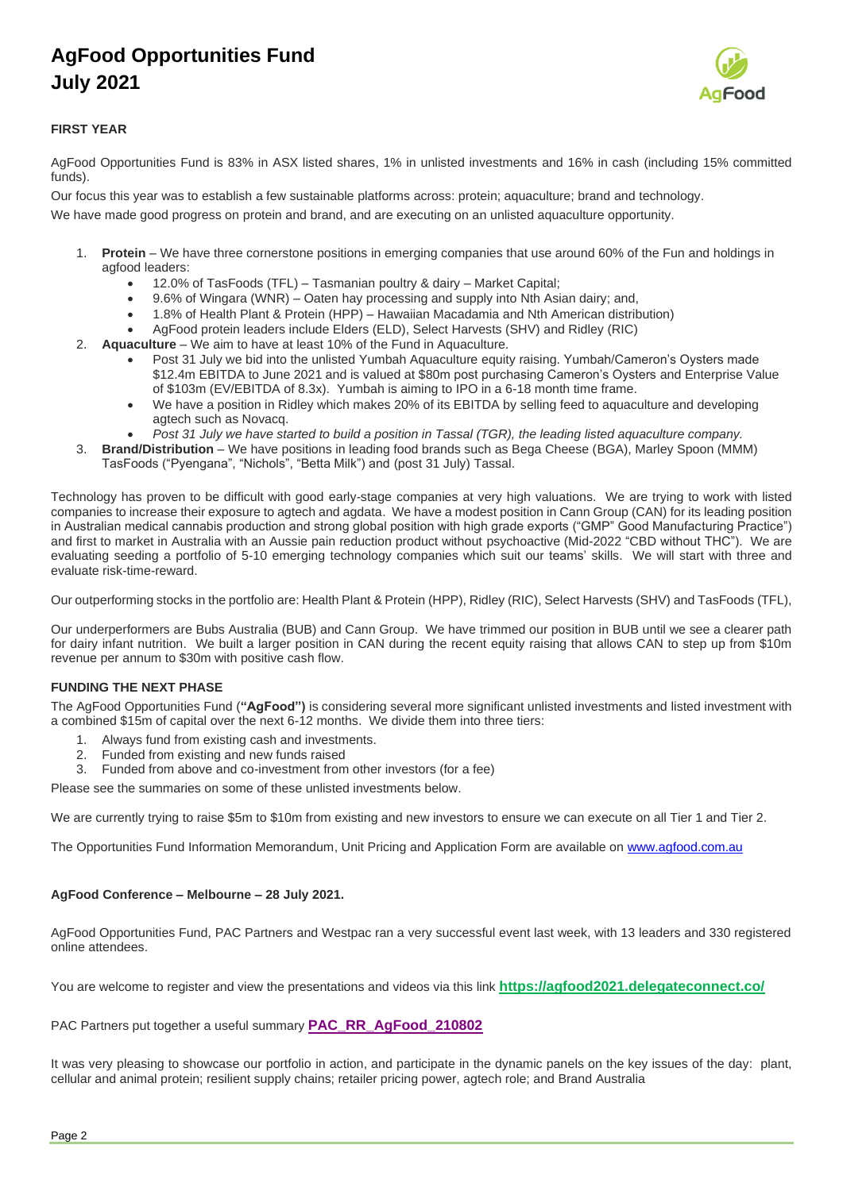# AgFood Opportunities Fund
# July 2021

### FIRST YEAR

AgFood Opportunities Fund is 83% in ASX listed shares, 1% in unlisted investments and 16% in cash (including 15% committed funds).

Our focus this year was to establish a few sustainable platforms across: protein; aquaculture; brand and technology.

We have made good progress on protein and brand, and are executing on an unlisted aquaculture opportunity.

1. **Protein** – We have three cornerstone positions in emerging companies that use around 60% of the Fun and holdings in agfood leaders:
   - 12.0% of TasFoods (TFL) – Tasmanian poultry & dairy – Market Capital;
   - 9.6% of Wingara (WNR) – Oaten hay processing and supply into Nth Asian dairy; and,
   - 1.8% of Health Plant & Protein (HPP) – Hawaiian Macadamia and Nth American distribution)
   - AgFood protein leaders include Elders (ELD), Select Harvests (SHV) and Ridley (RIC)
2. **Aquaculture** – We aim to have at least 10% of the Fund in Aquaculture.
   - Post 31 July we bid into the unlisted Yumbah Aquaculture equity raising. Yumbah/Cameron's Oysters made $12.4m EBITDA to June 2021 and is valued at $80m post purchasing Cameron's Oysters and Enterprise Value of $103m (EV/EBITDA of 8.3x). Yumbah is aiming to IPO in a 6-18 month time frame.
   - We have a position in Ridley which makes 20% of its EBITDA by selling feed to aquaculture and developing agtech such as Novacq.
   - *Post 31 July we have started to build a position in Tassal (TGR), the leading listed aquaculture company.*
3. **Brand/Distribution** – We have positions in leading food brands such as Bega Cheese (BGA), Marley Spoon (MMM) TasFoods ("Pyengana", "Nichols", "Betta Milk") and (post 31 July) Tassal.

Technology has proven to be difficult with good early-stage companies at very high valuations. We are trying to work with listed companies to increase their exposure to agtech and agdata. We have a modest position in Cann Group (CAN) for its leading position in Australian medical cannabis production and strong global position with high grade exports ("GMP" Good Manufacturing Practice") and first to market in Australia with an Aussie pain reduction product without psychoactive (Mid-2022 "CBD without THC"). We are evaluating seeding a portfolio of 5-10 emerging technology companies which suit our teams' skills. We will start with three and evaluate risk-time-reward.

Our outperforming stocks in the portfolio are: Health Plant & Protein (HPP), Ridley (RIC), Select Harvests (SHV) and TasFoods (TFL),

Our underperformers are Bubs Australia (BUB) and Cann Group. We have trimmed our position in BUB until we see a clearer path for dairy infant nutrition. We built a larger position in CAN during the recent equity raising that allows CAN to step up from $10m revenue per annum to $30m with positive cash flow.

### FUNDING THE NEXT PHASE

The AgFood Opportunities Fund (**"AgFood")** is considering several more significant unlisted investments and listed investment with a combined $15m of capital over the next 6-12 months. We divide them into three tiers:

1. Always fund from existing cash and investments.
2. Funded from existing and new funds raised
3. Funded from above and co-investment from other investors (for a fee)

Please see the summaries on some of these unlisted investments below.

We are currently trying to raise $5m to $10m from existing and new investors to ensure we can execute on all Tier 1 and Tier 2.

The Opportunities Fund Information Memorandum, Unit Pricing and Application Form are available on [www.agfood.com.au](www.agfood.com.au)

### AgFood Conference – Melbourne – 28 July 2021.

AgFood Opportunities Fund, PAC Partners and Westpac ran a very successful event last week, with 13 leaders and 330 registered online attendees.

You are welcome to register and view the presentations and videos via this link **https://agfood2021.delegateconnect.co/**

PAC Partners put together a useful summary **PAC_RR_AgFood_210802**

It was very pleasing to showcase our portfolio in action, and participate in the dynamic panels on the key issues of the day: plant, cellular and animal protein; resilient supply chains; retailer pricing power, agtech role; and Brand Australia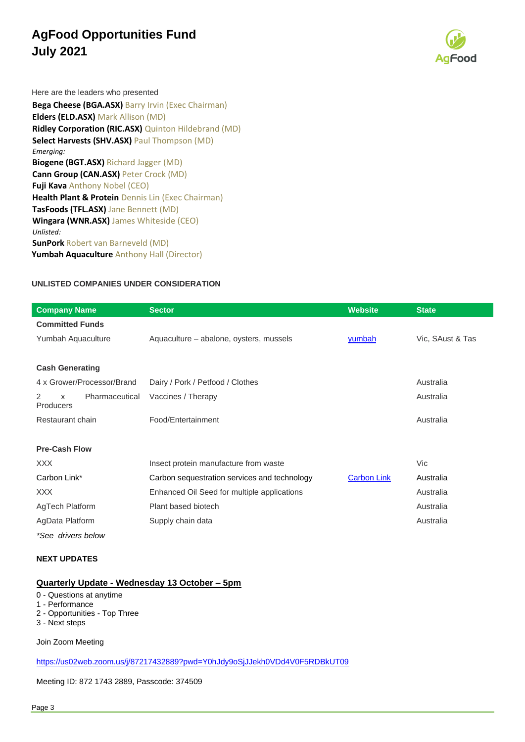# AgFood Opportunities Fund
# July 2021

Here are the leaders who presented

**Bega Cheese (BGA.ASX)** Barry Irvin (Exec Chairman)
**Elders (ELD.ASX)** Mark Allison (MD)
**Ridley Corporation (RIC.ASX)** Quinton Hildebrand (MD)
**Select Harvests (SHV.ASX)** Paul Thompson (MD)
*Emerging:*
**Biogene (BGT.ASX)** Richard Jagger (MD)
**Cann Group (CAN.ASX)** Peter Crock (MD)
**Fuji Kava** Anthony Nobel (CEO)
**Health Plant & Protein** Dennis Lin (Exec Chairman)
**TasFoods (TFL.ASX)** Jane Bennett (MD)
**Wingara (WNR.ASX)** James Whiteside (CEO)
*Unlisted:*
**SunPork** Robert van Barneveld (MD)
**Yumbah Aquaculture** Anthony Hall (Director)

### UNLISTED COMPANIES UNDER CONSIDERATION

| Company Name | Sector | Website | State |
|---|---|---|---|
| **Committed Funds** | | | |
| Yumbah Aquaculture | Aquaculture – abalone, oysters, mussels | yumbah | Vic, SAust & Tas |
| **Cash Generating** | | | |
| 4 x Grower/Processor/Brand | Dairy / Pork / Petfood / Clothes | | Australia |
| 2 x Pharmaceutical Producers | Vaccines / Therapy | | Australia |
| Restaurant chain | Food/Entertainment | | Australia |
| **Pre-Cash Flow** | | | |
| XXX | Insect protein manufacture from waste | | Vic |
| Carbon Link* | Carbon sequestration services and technology | Carbon Link | Australia |
| XXX | Enhanced Oil Seed for multiple applications | | Australia |
| AgTech Platform | Plant based biotech | | Australia |
| AgData Platform | Supply chain data | | Australia |

*\*See drivers below*

### NEXT UPDATES

**Quarterly Update - Wednesday 13 October – 5pm**

0 - Questions at anytime
1 - Performance
2 - Opportunities - Top Three
3 - Next steps

Join Zoom Meeting

https://us02web.zoom.us/j/87217432889?pwd=Y0hJdy9oSjJJekh0VDd4V0F5RDBkUT09

Meeting ID: 872 1743 2889, Passcode: 374509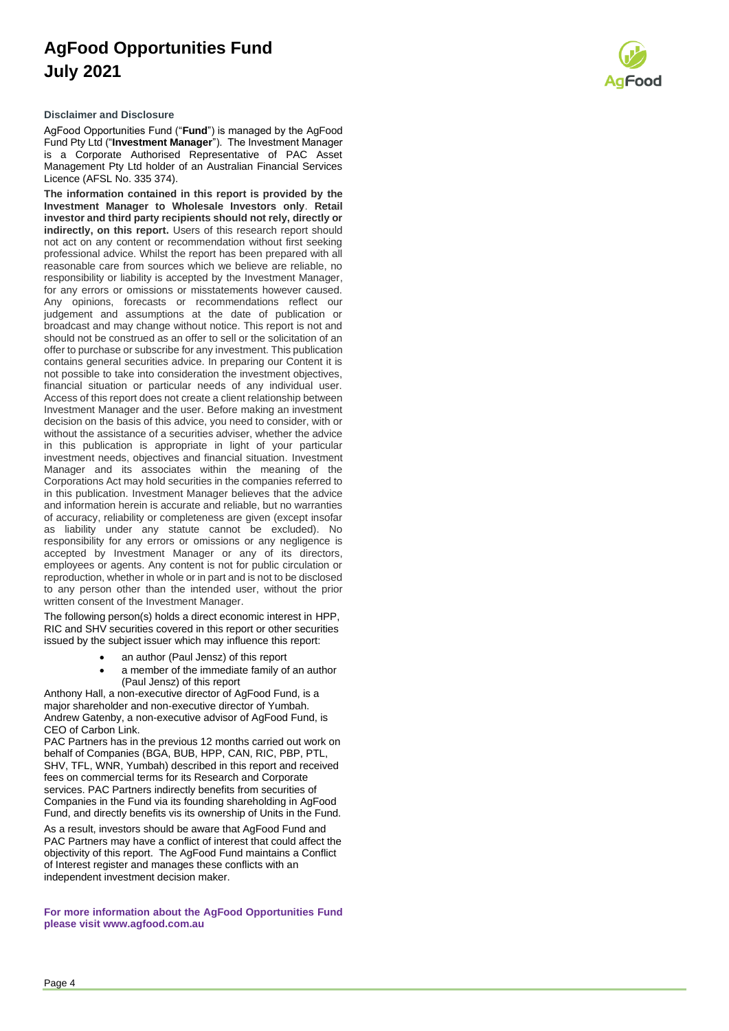# AgFood Opportunities Fund
# July 2021

### Disclaimer and Disclosure

AgFood Opportunities Fund ("**Fund**") is managed by the AgFood Fund Pty Ltd ("**Investment Manager**"). The Investment Manager is a Corporate Authorised Representative of PAC Asset Management Pty Ltd holder of an Australian Financial Services Licence (AFSL No. 335 374).

**The information contained in this report is provided by the Investment Manager to Wholesale Investors only**. **Retail investor and third party recipients should not rely, directly or indirectly, on this report.** Users of this research report should not act on any content or recommendation without first seeking professional advice. Whilst the report has been prepared with all reasonable care from sources which we believe are reliable, no responsibility or liability is accepted by the Investment Manager, for any errors or omissions or misstatements however caused. Any opinions, forecasts or recommendations reflect our judgement and assumptions at the date of publication or broadcast and may change without notice. This report is not and should not be construed as an offer to sell or the solicitation of an offer to purchase or subscribe for any investment. This publication contains general securities advice. In preparing our Content it is not possible to take into consideration the investment objectives, financial situation or particular needs of any individual user. Access of this report does not create a client relationship between Investment Manager and the user. Before making an investment decision on the basis of this advice, you need to consider, with or without the assistance of a securities adviser, whether the advice in this publication is appropriate in light of your particular investment needs, objectives and financial situation. Investment Manager and its associates within the meaning of the Corporations Act may hold securities in the companies referred to in this publication. Investment Manager believes that the advice and information herein is accurate and reliable, but no warranties of accuracy, reliability or completeness are given (except insofar as liability under any statute cannot be excluded). No responsibility for any errors or omissions or any negligence is accepted by Investment Manager or any of its directors, employees or agents. Any content is not for public circulation or reproduction, whether in whole or in part and is not to be disclosed to any person other than the intended user, without the prior written consent of the Investment Manager.

The following person(s) holds a direct economic interest in HPP, RIC and SHV securities covered in this report or other securities issued by the subject issuer which may influence this report:

- an author (Paul Jensz) of this report
- a member of the immediate family of an author (Paul Jensz) of this report

Anthony Hall, a non-executive director of AgFood Fund, is a major shareholder and non-executive director of Yumbah.
Andrew Gatenby, a non-executive advisor of AgFood Fund, is CEO of Carbon Link.
PAC Partners has in the previous 12 months carried out work on behalf of Companies (BGA, BUB, HPP, CAN, RIC, PBP, PTL, SHV, TFL, WNR, Yumbah) described in this report and received fees on commercial terms for its Research and Corporate services. PAC Partners indirectly benefits from securities of Companies in the Fund via its founding shareholding in AgFood Fund, and directly benefits vis its ownership of Units in the Fund.

As a result, investors should be aware that AgFood Fund and PAC Partners may have a conflict of interest that could affect the objectivity of this report. The AgFood Fund maintains a Conflict of Interest register and manages these conflicts with an independent investment decision maker.

**For more information about the AgFood Opportunities Fund please visit www.agfood.com.au**